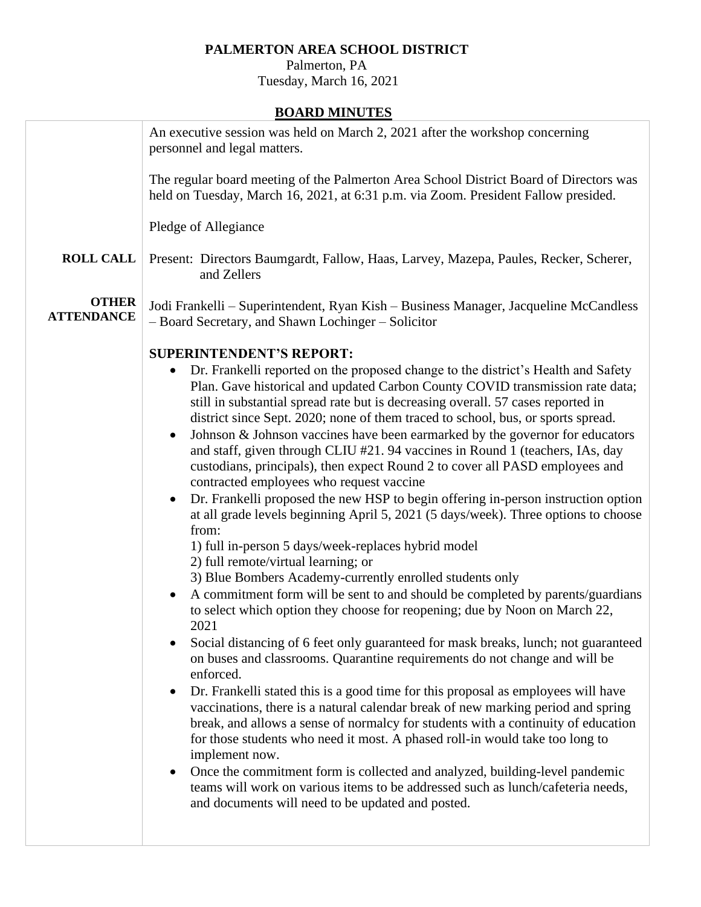# PALMERTON AREA SCHOOL DISTRICT

Palmerton, PA
Tuesday, March 16, 2021

## BOARD MINUTES

An executive session was held on March 2, 2021 after the workshop concerning personnel and legal matters.

The regular board meeting of the Palmerton Area School District Board of Directors was held on Tuesday, March 16, 2021, at 6:31 p.m. via Zoom. President Fallow presided.

Pledge of Allegiance

**ROLL CALL**

Present: Directors Baumgardt, Fallow, Haas, Larvey, Mazepa, Paules, Recker, Scherer, and Zellers

**OTHER ATTENDANCE**

Jodi Frankelli – Superintendent, Ryan Kish – Business Manager, Jacqueline McCandless – Board Secretary, and Shawn Lochinger – Solicitor

**SUPERINTENDENT'S REPORT:**

- Dr. Frankelli reported on the proposed change to the district's Health and Safety Plan. Gave historical and updated Carbon County COVID transmission rate data; still in substantial spread rate but is decreasing overall. 57 cases reported in district since Sept. 2020; none of them traced to school, bus, or sports spread.
- Johnson & Johnson vaccines have been earmarked by the governor for educators and staff, given through CLIU #21. 94 vaccines in Round 1 (teachers, IAs, day custodians, principals), then expect Round 2 to cover all PASD employees and contracted employees who request vaccine
- Dr. Frankelli proposed the new HSP to begin offering in-person instruction option at all grade levels beginning April 5, 2021 (5 days/week). Three options to choose from:
  1) full in-person 5 days/week-replaces hybrid model
  2) full remote/virtual learning; or
  3) Blue Bombers Academy-currently enrolled students only
- A commitment form will be sent to and should be completed by parents/guardians to select which option they choose for reopening; due by Noon on March 22, 2021
- Social distancing of 6 feet only guaranteed for mask breaks, lunch; not guaranteed on buses and classrooms. Quarantine requirements do not change and will be enforced.
- Dr. Frankelli stated this is a good time for this proposal as employees will have vaccinations, there is a natural calendar break of new marking period and spring break, and allows a sense of normalcy for students with a continuity of education for those students who need it most. A phased roll-in would take too long to implement now.
- Once the commitment form is collected and analyzed, building-level pandemic teams will work on various items to be addressed such as lunch/cafeteria needs, and documents will need to be updated and posted.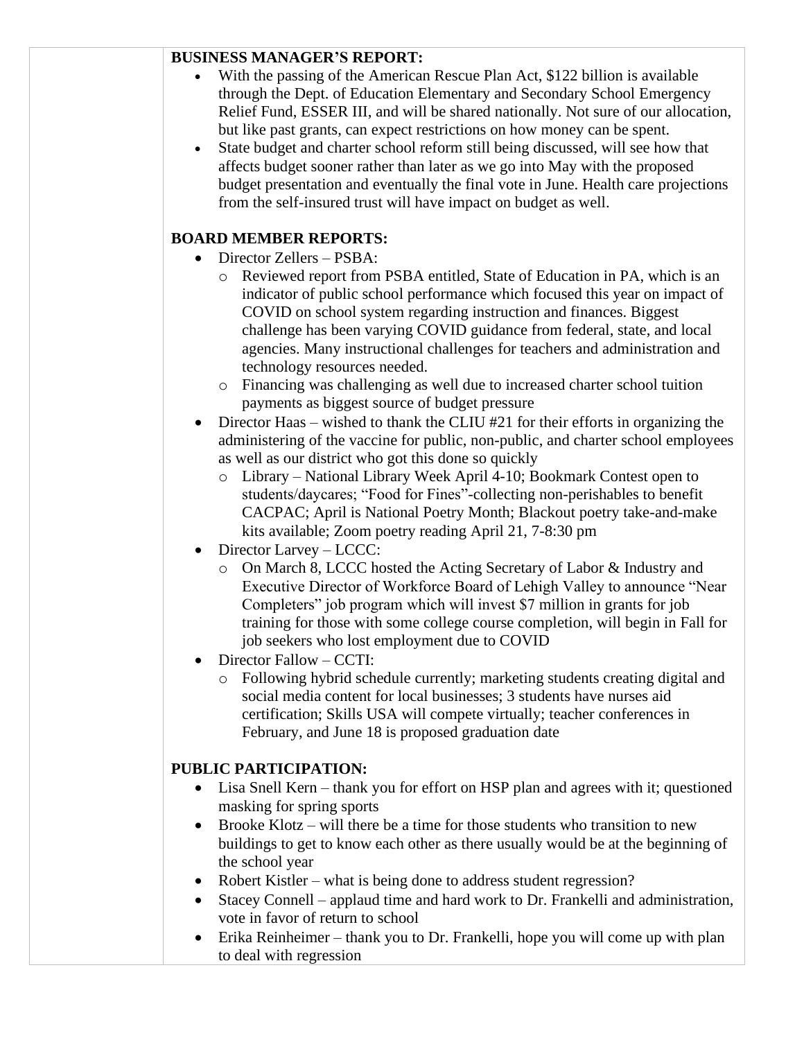**BUSINESS MANAGER'S REPORT:**

- With the passing of the American Rescue Plan Act, $122 billion is available through the Dept. of Education Elementary and Secondary School Emergency Relief Fund, ESSER III, and will be shared nationally. Not sure of our allocation, but like past grants, can expect restrictions on how money can be spent.
- State budget and charter school reform still being discussed, will see how that affects budget sooner rather than later as we go into May with the proposed budget presentation and eventually the final vote in June. Health care projections from the self-insured trust will have impact on budget as well.

**BOARD MEMBER REPORTS:**

- Director Zellers – PSBA:
  - Reviewed report from PSBA entitled, State of Education in PA, which is an indicator of public school performance which focused this year on impact of COVID on school system regarding instruction and finances. Biggest challenge has been varying COVID guidance from federal, state, and local agencies. Many instructional challenges for teachers and administration and technology resources needed.
  - Financing was challenging as well due to increased charter school tuition payments as biggest source of budget pressure
- Director Haas – wished to thank the CLIU #21 for their efforts in organizing the administering of the vaccine for public, non-public, and charter school employees as well as our district who got this done so quickly
  - Library – National Library Week April 4-10; Bookmark Contest open to students/daycares; "Food for Fines"-collecting non-perishables to benefit CACPAC; April is National Poetry Month; Blackout poetry take-and-make kits available; Zoom poetry reading April 21, 7-8:30 pm
- Director Larvey – LCCC:
  - On March 8, LCCC hosted the Acting Secretary of Labor & Industry and Executive Director of Workforce Board of Lehigh Valley to announce "Near Completers" job program which will invest $7 million in grants for job training for those with some college course completion, will begin in Fall for job seekers who lost employment due to COVID
- Director Fallow – CCTI:
  - Following hybrid schedule currently; marketing students creating digital and social media content for local businesses; 3 students have nurses aid certification; Skills USA will compete virtually; teacher conferences in February, and June 18 is proposed graduation date

**PUBLIC PARTICIPATION:**

- Lisa Snell Kern – thank you for effort on HSP plan and agrees with it; questioned masking for spring sports
- Brooke Klotz – will there be a time for those students who transition to new buildings to get to know each other as there usually would be at the beginning of the school year
- Robert Kistler – what is being done to address student regression?
- Stacey Connell – applaud time and hard work to Dr. Frankelli and administration, vote in favor of return to school
- Erika Reinheimer – thank you to Dr. Frankelli, hope you will come up with plan to deal with regression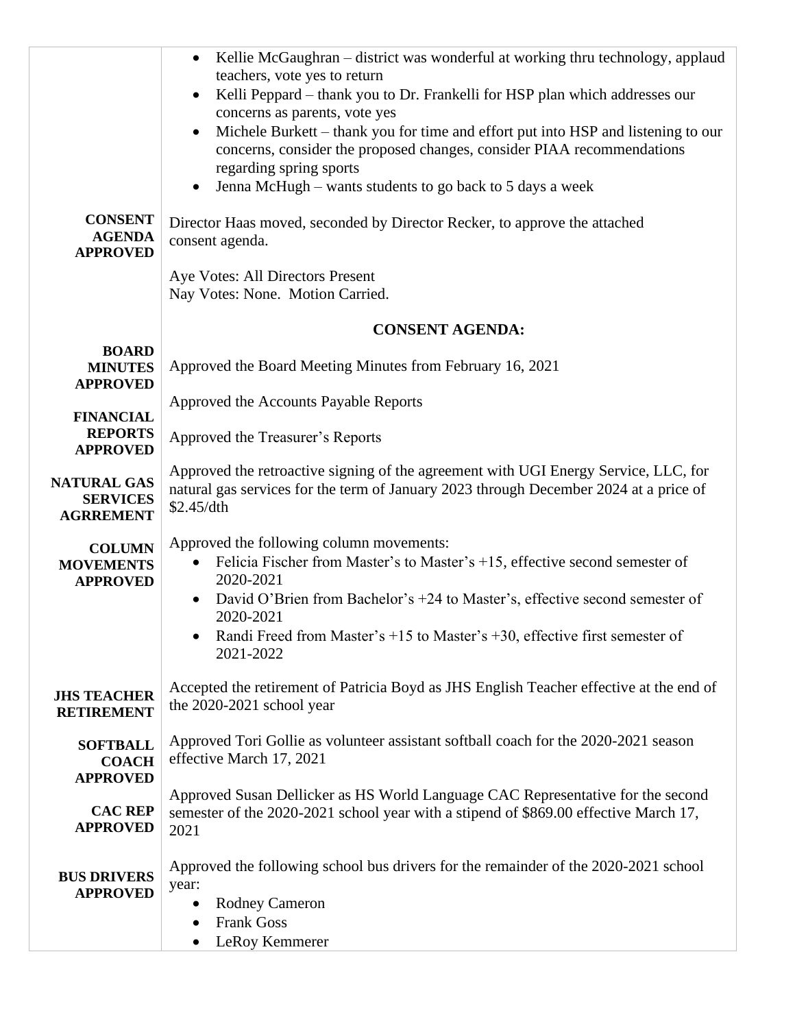- Kellie McGaughran – district was wonderful at working thru technology, applaud teachers, vote yes to return
- Kelli Peppard – thank you to Dr. Frankelli for HSP plan which addresses our concerns as parents, vote yes
- Michele Burkett – thank you for time and effort put into HSP and listening to our concerns, consider the proposed changes, consider PIAA recommendations regarding spring sports
- Jenna McHugh – wants students to go back to 5 days a week

**CONSENT AGENDA APPROVED**

Director Haas moved, seconded by Director Recker, to approve the attached consent agenda.

Aye Votes: All Directors Present
Nay Votes: None. Motion Carried.

**CONSENT AGENDA:**

**BOARD MINUTES APPROVED**

Approved the Board Meeting Minutes from February 16, 2021

**FINANCIAL REPORTS APPROVED**

Approved the Accounts Payable Reports

Approved the Treasurer's Reports

**NATURAL GAS SERVICES AGRREMENT**

Approved the retroactive signing of the agreement with UGI Energy Service, LLC, for natural gas services for the term of January 2023 through December 2024 at a price of $2.45/dth

**COLUMN MOVEMENTS APPROVED**

Approved the following column movements:

- Felicia Fischer from Master's to Master's +15, effective second semester of 2020-2021
- David O'Brien from Bachelor's +24 to Master's, effective second semester of 2020-2021
- Randi Freed from Master's +15 to Master's +30, effective first semester of 2021-2022

**JHS TEACHER RETIREMENT**

Accepted the retirement of Patricia Boyd as JHS English Teacher effective at the end of the 2020-2021 school year

**SOFTBALL COACH APPROVED**

Approved Tori Gollie as volunteer assistant softball coach for the 2020-2021 season effective March 17, 2021

**CAC REP APPROVED**

Approved Susan Dellicker as HS World Language CAC Representative for the second semester of the 2020-2021 school year with a stipend of $869.00 effective March 17, 2021

**BUS DRIVERS APPROVED**

Approved the following school bus drivers for the remainder of the 2020-2021 school year:

- Rodney Cameron
- Frank Goss
- LeRoy Kemmerer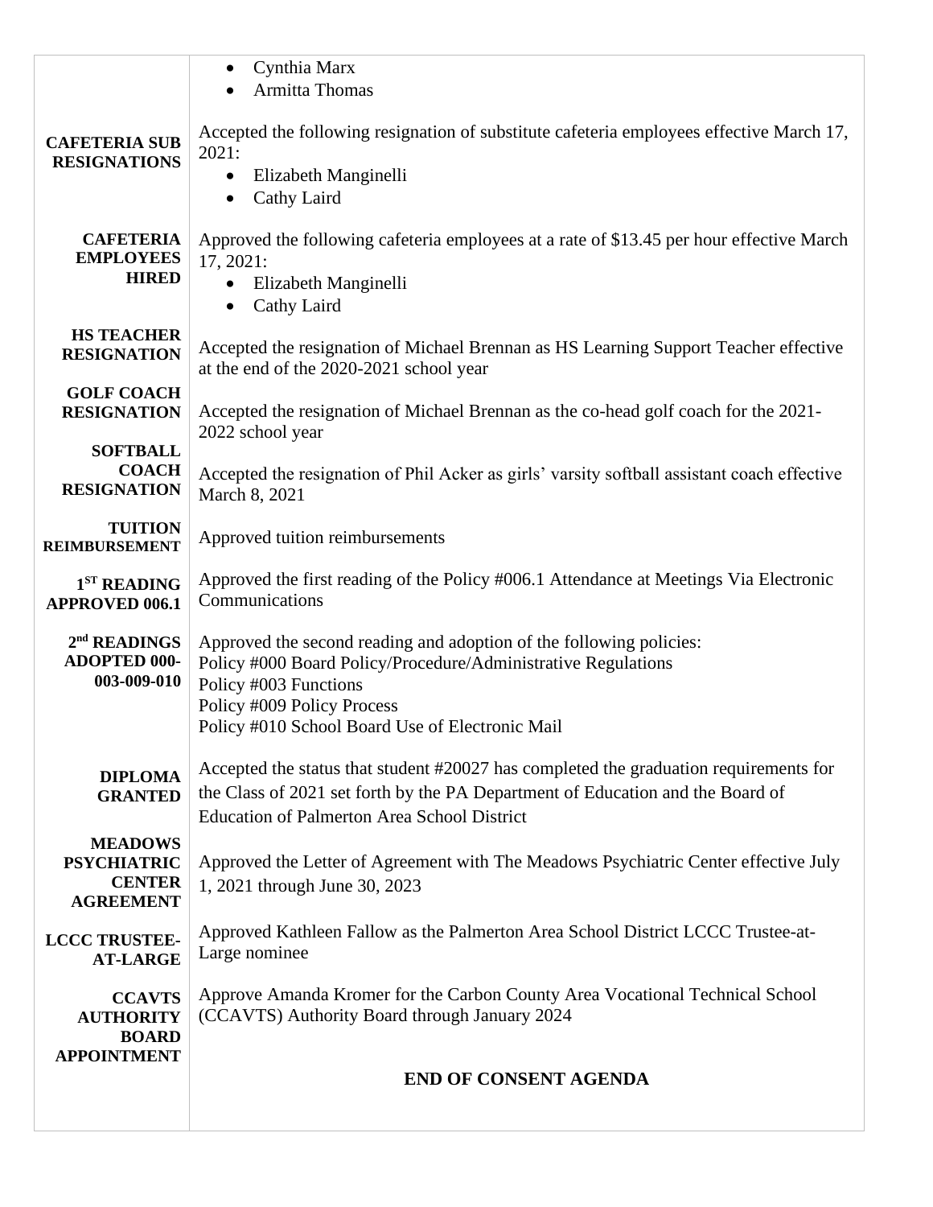| | |
|---|---|
| | • Cynthia Marx<br>• Armitta Thomas |
| **CAFETERIA SUB RESIGNATIONS** | Accepted the following resignation of substitute cafeteria employees effective March 17, 2021:<br>• Elizabeth Manginelli<br>• Cathy Laird |
| **CAFETERIA EMPLOYEES HIRED** | Approved the following cafeteria employees at a rate of $13.45 per hour effective March 17, 2021:<br>• Elizabeth Manginelli<br>• Cathy Laird |
| **HS TEACHER RESIGNATION** | Accepted the resignation of Michael Brennan as HS Learning Support Teacher effective at the end of the 2020-2021 school year |
| **GOLF COACH RESIGNATION** | Accepted the resignation of Michael Brennan as the co-head golf coach for the 2021-2022 school year |
| **SOFTBALL COACH RESIGNATION** | Accepted the resignation of Phil Acker as girls' varsity softball assistant coach effective March 8, 2021 |
| **TUITION REIMBURSEMENT** | Approved tuition reimbursements |
| **1ST READING APPROVED 006.1** | Approved the first reading of the Policy #006.1 Attendance at Meetings Via Electronic Communications |
| **2nd READINGS ADOPTED 000-003-009-010** | Approved the second reading and adoption of the following policies:<br>Policy #000 Board Policy/Procedure/Administrative Regulations<br>Policy #003 Functions<br>Policy #009 Policy Process<br>Policy #010 School Board Use of Electronic Mail |
| **DIPLOMA GRANTED** | Accepted the status that student #20027 has completed the graduation requirements for the Class of 2021 set forth by the PA Department of Education and the Board of Education of Palmerton Area School District |
| **MEADOWS PSYCHIATRIC CENTER AGREEMENT** | Approved the Letter of Agreement with The Meadows Psychiatric Center effective July 1, 2021 through June 30, 2023 |
| **LCCC TRUSTEE-AT-LARGE** | Approved Kathleen Fallow as the Palmerton Area School District LCCC Trustee-at-Large nominee |
| **CCAVTS AUTHORITY BOARD APPOINTMENT** | Approve Amanda Kromer for the Carbon County Area Vocational Technical School (CCAVTS) Authority Board through January 2024 |
| | **END OF CONSENT AGENDA** |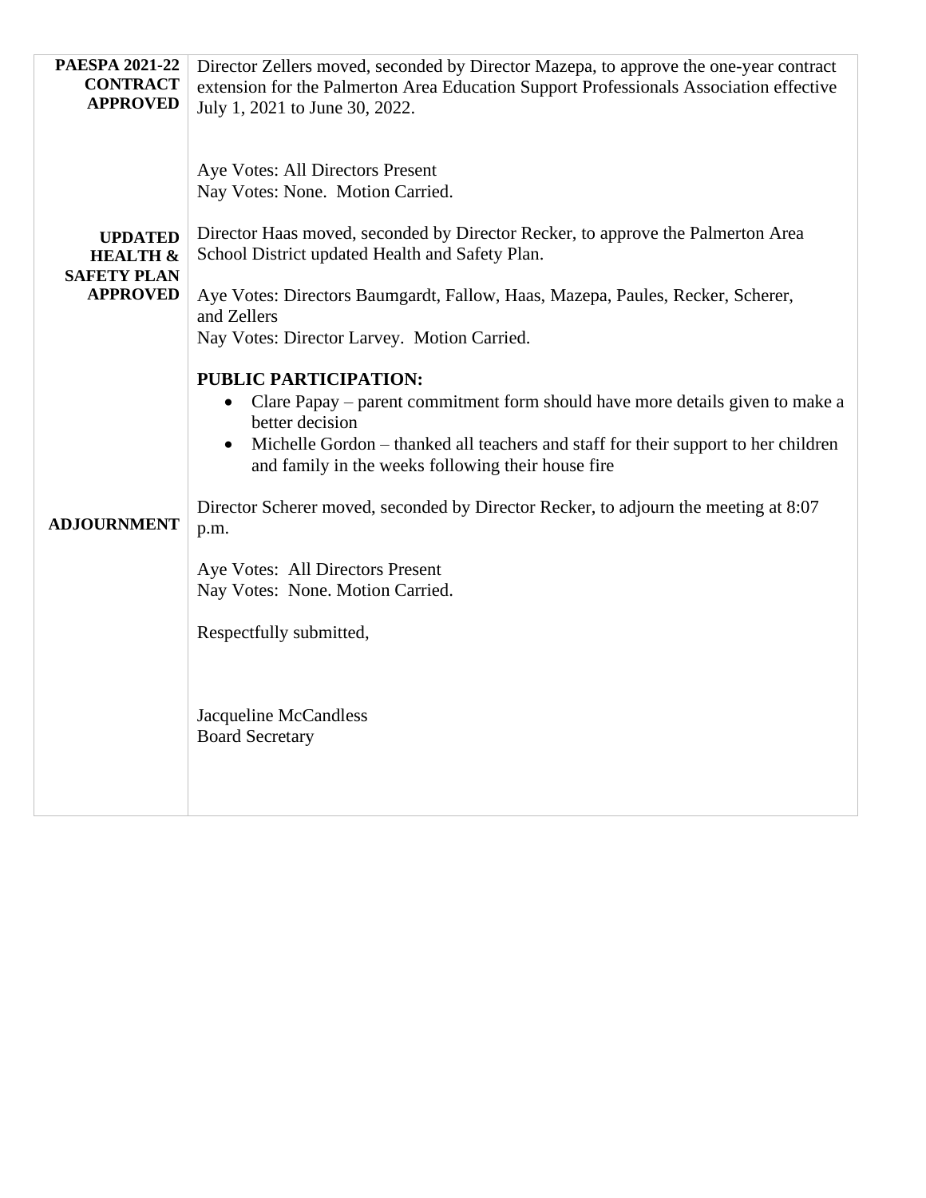**PAESPA 2021-22 CONTRACT APPROVED**

Director Zellers moved, seconded by Director Mazepa, to approve the one-year contract extension for the Palmerton Area Education Support Professionals Association effective July 1, 2021 to June 30, 2022.

Aye Votes: All Directors Present
Nay Votes: None. Motion Carried.

**UPDATED HEALTH & SAFETY PLAN APPROVED**

Director Haas moved, seconded by Director Recker, to approve the Palmerton Area School District updated Health and Safety Plan.

Aye Votes: Directors Baumgardt, Fallow, Haas, Mazepa, Paules, Recker, Scherer, and Zellers
Nay Votes: Director Larvey. Motion Carried.

**PUBLIC PARTICIPATION:**

- Clare Papay – parent commitment form should have more details given to make a better decision
- Michelle Gordon – thanked all teachers and staff for their support to her children and family in the weeks following their house fire

**ADJOURNMENT**

Director Scherer moved, seconded by Director Recker, to adjourn the meeting at 8:07 p.m.

Aye Votes: All Directors Present
Nay Votes: None. Motion Carried.

Respectfully submitted,

Jacqueline McCandless
Board Secretary